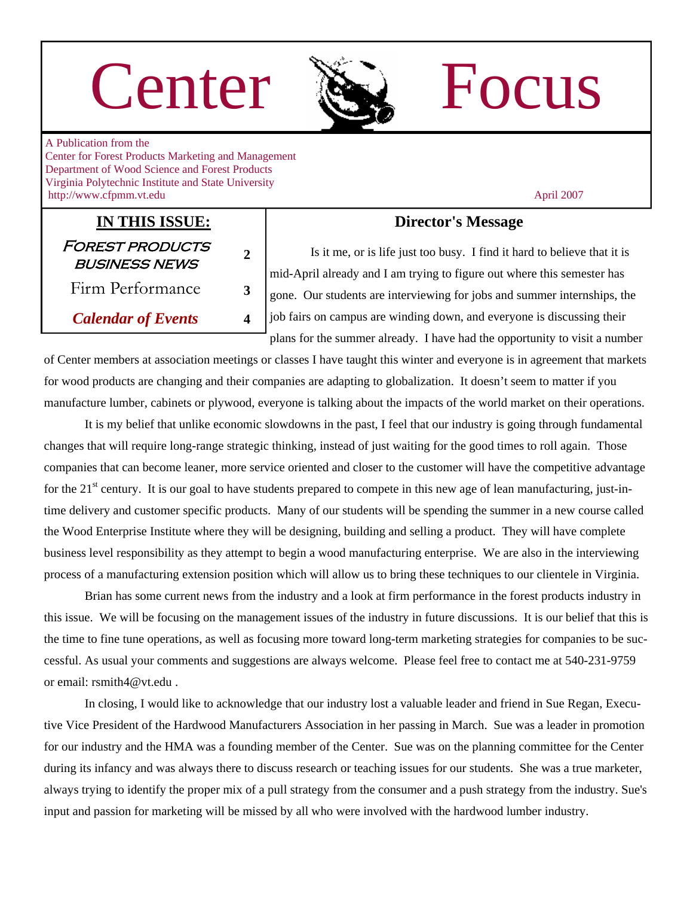# Center Focus

A Publication from the
Center for Forest Products Marketing and Management
Department of Wood Science and Forest Products
Virginia Polytechnic Institute and State University
http://www.cfpmm.vt.edu

April 2007

## IN THIS ISSUE:

| | |
|---|---|
| Forest Products Business News | 2 |
| Firm Performance | 3 |
| *Calendar of Events* | 4 |

## Director's Message

Is it me, or is life just too busy. I find it hard to believe that it is mid-April already and I am trying to figure out where this semester has gone. Our students are interviewing for jobs and summer internships, the job fairs on campus are winding down, and everyone is discussing their plans for the summer already. I have had the opportunity to visit a number of Center members at association meetings or classes I have taught this winter and everyone is in agreement that markets for wood products are changing and their companies are adapting to globalization. It doesn't seem to matter if you manufacture lumber, cabinets or plywood, everyone is talking about the impacts of the world market on their operations.

It is my belief that unlike economic slowdowns in the past, I feel that our industry is going through fundamental changes that will require long-range strategic thinking, instead of just waiting for the good times to roll again. Those companies that can become leaner, more service oriented and closer to the customer will have the competitive advantage for the 21st century. It is our goal to have students prepared to compete in this new age of lean manufacturing, just-in-time delivery and customer specific products. Many of our students will be spending the summer in a new course called the Wood Enterprise Institute where they will be designing, building and selling a product. They will have complete business level responsibility as they attempt to begin a wood manufacturing enterprise. We are also in the interviewing process of a manufacturing extension position which will allow us to bring these techniques to our clientele in Virginia.

Brian has some current news from the industry and a look at firm performance in the forest products industry in this issue. We will be focusing on the management issues of the industry in future discussions. It is our belief that this is the time to fine tune operations, as well as focusing more toward long-term marketing strategies for companies to be successful. As usual your comments and suggestions are always welcome. Please feel free to contact me at 540-231-9759 or email: rsmith4@vt.edu .

In closing, I would like to acknowledge that our industry lost a valuable leader and friend in Sue Regan, Executive Vice President of the Hardwood Manufacturers Association in her passing in March. Sue was a leader in promotion for our industry and the HMA was a founding member of the Center. Sue was on the planning committee for the Center during its infancy and was always there to discuss research or teaching issues for our students. She was a true marketer, always trying to identify the proper mix of a pull strategy from the consumer and a push strategy from the industry. Sue's input and passion for marketing will be missed by all who were involved with the hardwood lumber industry.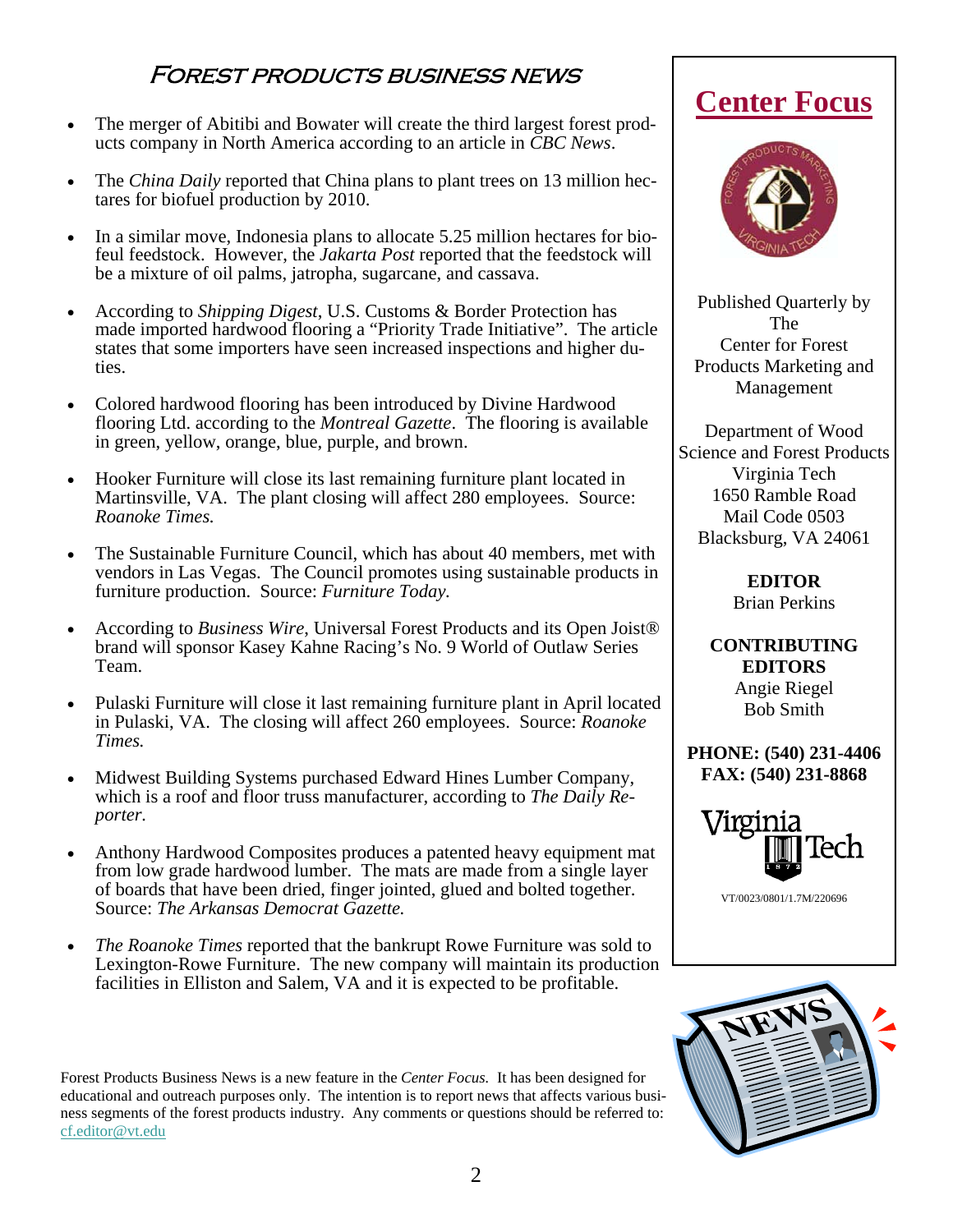## Forest Products Business News

- The merger of Abitibi and Bowater will create the third largest forest products company in North America according to an article in *CBC News*.
- The *China Daily* reported that China plans to plant trees on 13 million hectares for biofuel production by 2010.
- In a similar move, Indonesia plans to allocate 5.25 million hectares for biofeul feedstock. However, the *Jakarta Post* reported that the feedstock will be a mixture of oil palms, jatropha, sugarcane, and cassava.
- According to *Shipping Digest*, U.S. Customs & Border Protection has made imported hardwood flooring a "Priority Trade Initiative". The article states that some importers have seen increased inspections and higher duties.
- Colored hardwood flooring has been introduced by Divine Hardwood flooring Ltd. according to the *Montreal Gazette*. The flooring is available in green, yellow, orange, blue, purple, and brown.
- Hooker Furniture will close its last remaining furniture plant located in Martinsville, VA. The plant closing will affect 280 employees. Source: *Roanoke Times.*
- The Sustainable Furniture Council, which has about 40 members, met with vendors in Las Vegas. The Council promotes using sustainable products in furniture production. Source: *Furniture Today.*
- According to *Business Wire*, Universal Forest Products and its Open Joist® brand will sponsor Kasey Kahne Racing's No. 9 World of Outlaw Series Team.
- Pulaski Furniture will close it last remaining furniture plant in April located in Pulaski, VA. The closing will affect 260 employees. Source: *Roanoke Times.*
- Midwest Building Systems purchased Edward Hines Lumber Company, which is a roof and floor truss manufacturer, according to *The Daily Reporter.*
- Anthony Hardwood Composites produces a patented heavy equipment mat from low grade hardwood lumber. The mats are made from a single layer of boards that have been dried, finger jointed, glued and bolted together. Source: *The Arkansas Democrat Gazette.*
- *The Roanoke Times* reported that the bankrupt Rowe Furniture was sold to Lexington-Rowe Furniture. The new company will maintain its production facilities in Elliston and Salem, VA and it is expected to be profitable.

Forest Products Business News is a new feature in the *Center Focus.* It has been designed for educational and outreach purposes only. The intention is to report news that affects various business segments of the forest products industry. Any comments or questions should be referred to: cf.editor@vt.edu

## Center Focus

Published Quarterly by The Center for Forest Products Marketing and Management

Department of Wood Science and Forest Products
Virginia Tech
1650 Ramble Road
Mail Code 0503
Blacksburg, VA 24061

**EDITOR**
Brian Perkins

**CONTRIBUTING EDITORS**
Angie Riegel
Bob Smith

**PHONE: (540) 231-4406**
**FAX: (540) 231-8868**

VT/0023/0801/1.7M/220696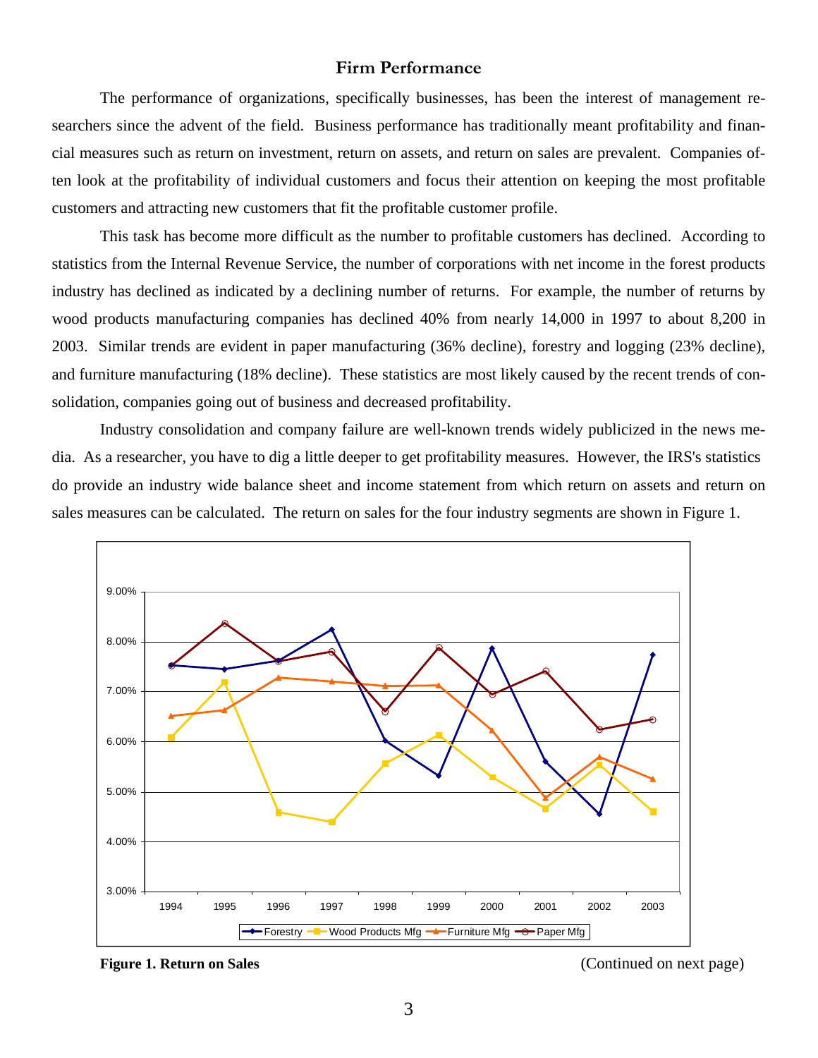## Firm Performance

The performance of organizations, specifically businesses, has been the interest of management researchers since the advent of the field. Business performance has traditionally meant profitability and financial measures such as return on investment, return on assets, and return on sales are prevalent. Companies often look at the profitability of individual customers and focus their attention on keeping the most profitable customers and attracting new customers that fit the profitable customer profile.

This task has become more difficult as the number to profitable customers has declined. According to statistics from the Internal Revenue Service, the number of corporations with net income in the forest products industry has declined as indicated by a declining number of returns. For example, the number of returns by wood products manufacturing companies has declined 40% from nearly 14,000 in 1997 to about 8,200 in 2003. Similar trends are evident in paper manufacturing (36% decline), forestry and logging (23% decline), and furniture manufacturing (18% decline). These statistics are most likely caused by the recent trends of consolidation, companies going out of business and decreased profitability.

Industry consolidation and company failure are well-known trends widely publicized in the news media. As a researcher, you have to dig a little deeper to get profitability measures. However, the IRS's statistics do provide an industry wide balance sheet and income statement from which return on assets and return on sales measures can be calculated. The return on sales for the four industry segments are shown in Figure 1.

**Figure 1. Return on Sales**

(Continued on next page)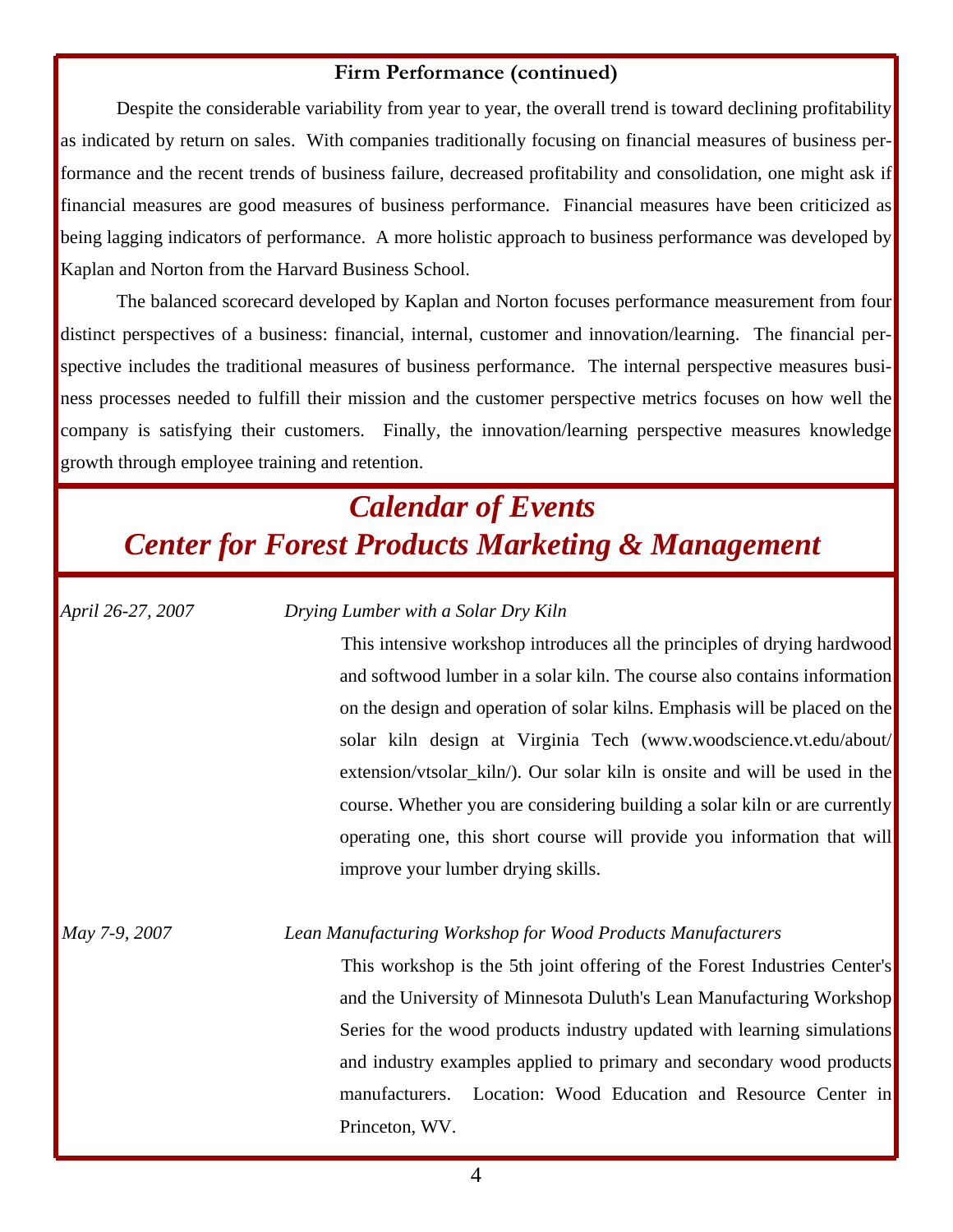**Firm Performance (continued)**

Despite the considerable variability from year to year, the overall trend is toward declining profitability as indicated by return on sales. With companies traditionally focusing on financial measures of business performance and the recent trends of business failure, decreased profitability and consolidation, one might ask if financial measures are good measures of business performance. Financial measures have been criticized as being lagging indicators of performance. A more holistic approach to business performance was developed by Kaplan and Norton from the Harvard Business School.

The balanced scorecard developed by Kaplan and Norton focuses performance measurement from four distinct perspectives of a business: financial, internal, customer and innovation/learning. The financial perspective includes the traditional measures of business performance. The internal perspective measures business processes needed to fulfill their mission and the customer perspective metrics focuses on how well the company is satisfying their customers. Finally, the innovation/learning perspective measures knowledge growth through employee training and retention.

# *Calendar of Events*
# *Center for Forest Products Marketing & Management*

*April 26-27, 2007* — *Drying Lumber with a Solar Dry Kiln*

This intensive workshop introduces all the principles of drying hardwood and softwood lumber in a solar kiln. The course also contains information on the design and operation of solar kilns. Emphasis will be placed on the solar kiln design at Virginia Tech (www.woodscience.vt.edu/about/extension/vtsolar_kiln/). Our solar kiln is onsite and will be used in the course. Whether you are considering building a solar kiln or are currently operating one, this short course will provide you information that will improve your lumber drying skills.

*May 7-9, 2007* — *Lean Manufacturing Workshop for Wood Products Manufacturers*

This workshop is the 5th joint offering of the Forest Industries Center's and the University of Minnesota Duluth's Lean Manufacturing Workshop Series for the wood products industry updated with learning simulations and industry examples applied to primary and secondary wood products manufacturers. Location: Wood Education and Resource Center in Princeton, WV.